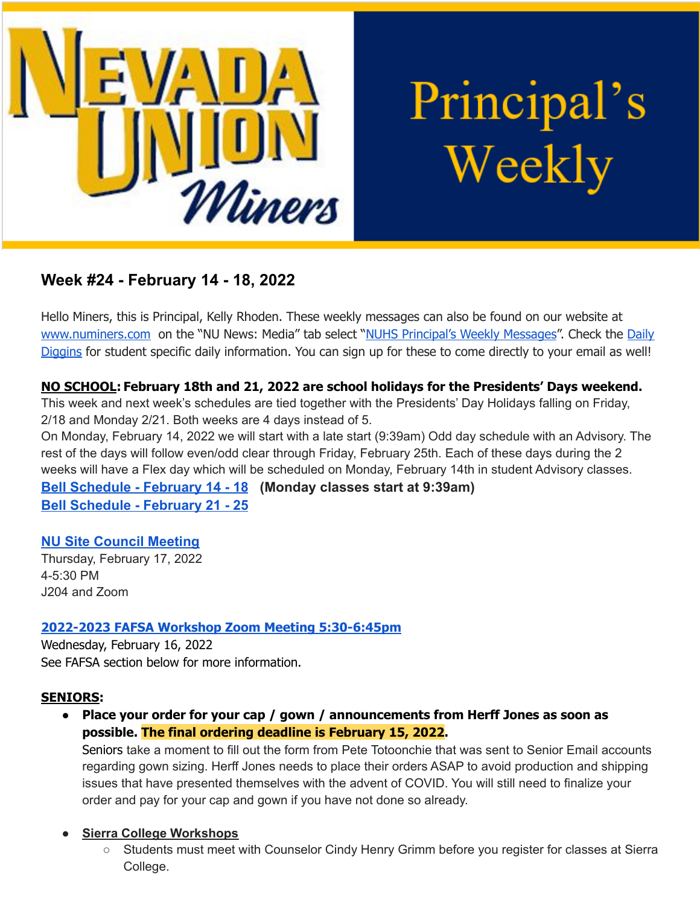# Nevada Union Miners — Principal's Weekly

## Week #24 - February 14 - 18, 2022

Hello Miners, this is Principal, Kelly Rhoden. These weekly messages can also be found on our website at www.numiners.com on the "NU News: Media" tab select "NUHS Principal's Weekly Messages". Check the Daily Diggins for student specific daily information. You can sign up for these to come directly to your email as well!

**NO SCHOOL: February 18th and 21, 2022 are school holidays for the Presidents' Days weekend.**
This week and next week's schedules are tied together with the Presidents' Day Holidays falling on Friday, 2/18 and Monday 2/21. Both weeks are 4 days instead of 5.
On Monday, February 14, 2022 we will start with a late start (9:39am) Odd day schedule with an Advisory. The rest of the days will follow even/odd clear through Friday, February 25th. Each of these days during the 2 weeks will have a Flex day which will be scheduled on Monday, February 14th in student Advisory classes.
**Bell Schedule - February 14 - 18** **(Monday classes start at 9:39am)**
**Bell Schedule - February 21 - 25**

**NU Site Council Meeting**
Thursday, February 17, 2022
4-5:30 PM
J204 and Zoom

**2022-2023 FAFSA Workshop Zoom Meeting 5:30-6:45pm**
Wednesday, February 16, 2022
See FAFSA section below for more information.

**SENIORS:**

- **Place your order for your cap / gown / announcements from Herff Jones as soon as possible. The final ordering deadline is February 15, 2022.**
  Seniors take a moment to fill out the form from Pete Totoonchie that was sent to Senior Email accounts regarding gown sizing. Herff Jones needs to place their orders ASAP to avoid production and shipping issues that have presented themselves with the advent of COVID. You will still need to finalize your order and pay for your cap and gown if you have not done so already.

- **Sierra College Workshops**
  - Students must meet with Counselor Cindy Henry Grimm before you register for classes at Sierra College.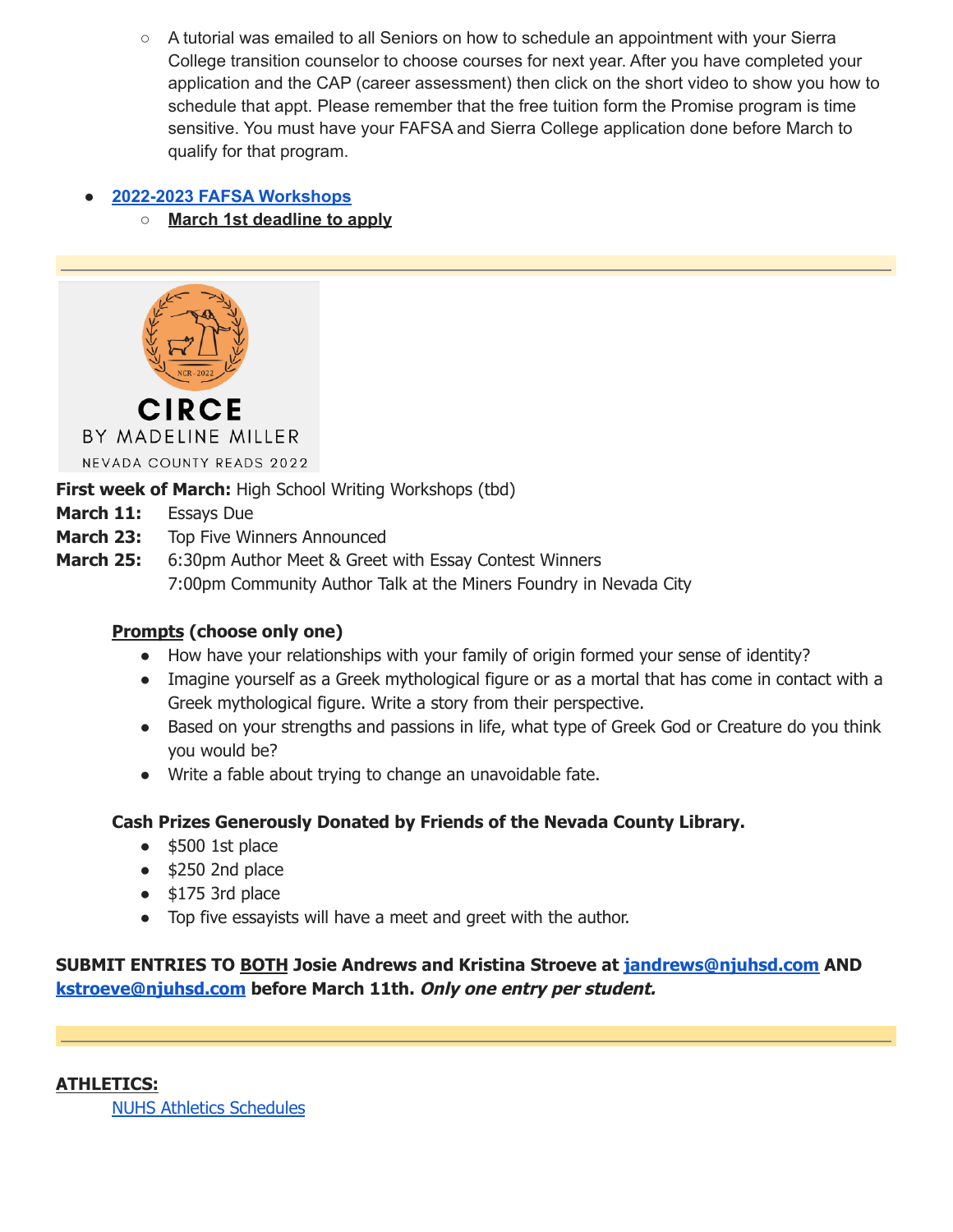- A tutorial was emailed to all Seniors on how to schedule an appointment with your Sierra College transition counselor to choose courses for next year. After you have completed your application and the CAP (career assessment) then click on the short video to show you how to schedule that appt. Please remember that the free tuition form the Promise program is time sensitive. You must have your FAFSA and Sierra College application done before March to qualify for that program.

- **2022-2023 FAFSA Workshops**
  - **March 1st deadline to apply**

---

CIRCE

BY MADELINE MILLER

NEVADA COUNTY READS 2022

**First week of March:** High School Writing Workshops (tbd)

**March 11:** Essays Due

**March 23:** Top Five Winners Announced

**March 25:** 6:30pm Author Meet & Greet with Essay Contest Winners
7:00pm Community Author Talk at the Miners Foundry in Nevada City

**Prompts (choose only one)**

- How have your relationships with your family of origin formed your sense of identity?
- Imagine yourself as a Greek mythological figure or as a mortal that has come in contact with a Greek mythological figure. Write a story from their perspective.
- Based on your strengths and passions in life, what type of Greek God or Creature do you think you would be?
- Write a fable about trying to change an unavoidable fate.

**Cash Prizes Generously Donated by Friends of the Nevada County Library.**

- $500 1st place
- $250 2nd place
- $175 3rd place
- Top five essayists will have a meet and greet with the author.

**SUBMIT ENTRIES TO BOTH Josie Andrews and Kristina Stroeve at jandrews@njuhsd.com AND kstroeve@njuhsd.com before March 11th. *Only one entry per student.***

---

**ATHLETICS:**

NUHS Athletics Schedules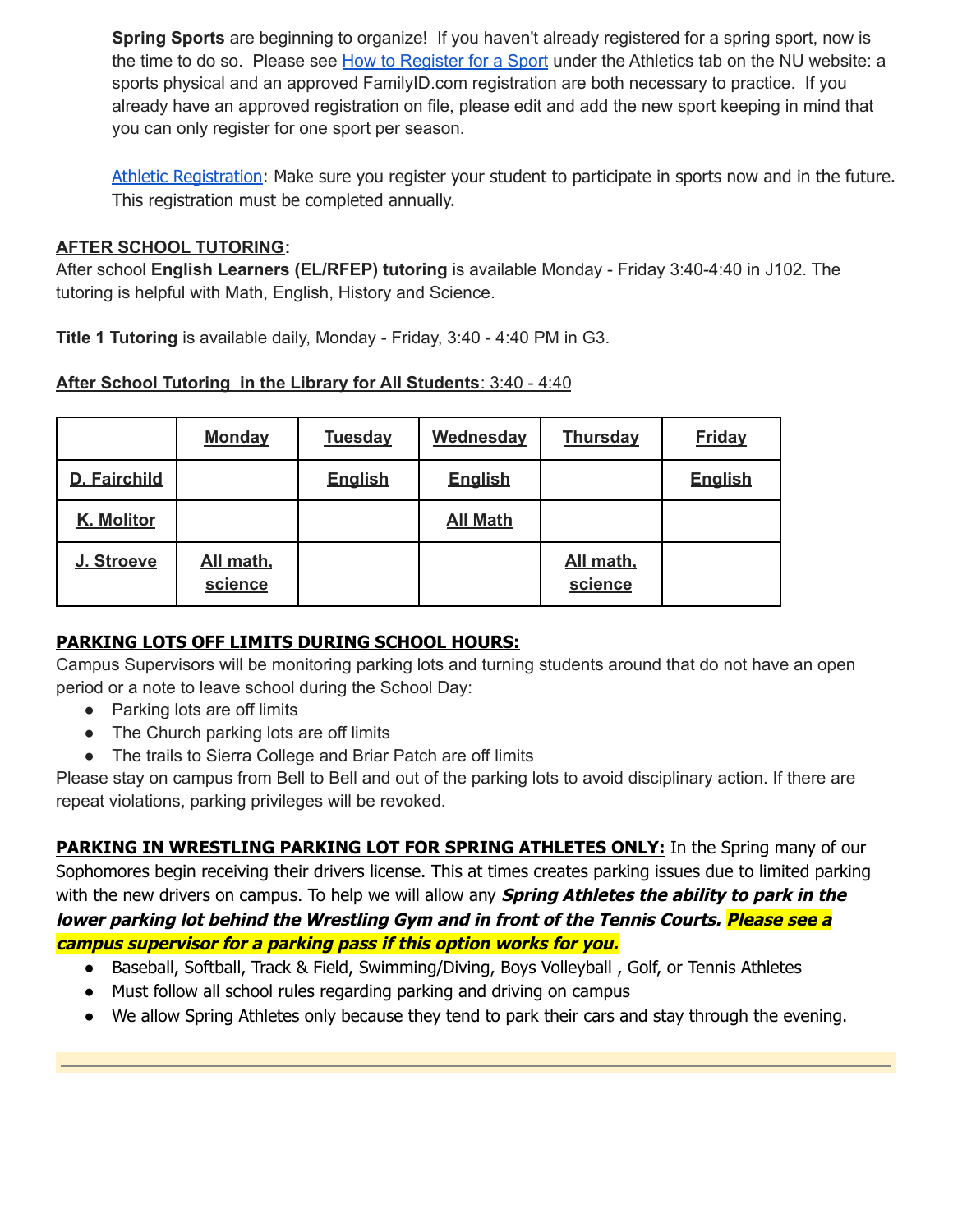**Spring Sports** are beginning to organize! If you haven't already registered for a spring sport, now is the time to do so. Please see [How to Register for a Sport] under the Athletics tab on the NU website: a sports physical and an approved FamilyID.com registration are both necessary to practice. If you already have an approved registration on file, please edit and add the new sport keeping in mind that you can only register for one sport per season.

[Athletic Registration]: Make sure you register your student to participate in sports now and in the future. This registration must be completed annually.

**AFTER SCHOOL TUTORING:**

After school **English Learners (EL/RFEP) tutoring** is available Monday - Friday 3:40-4:40 in J102. The tutoring is helpful with Math, English, History and Science.

**Title 1 Tutoring** is available daily, Monday - Friday, 3:40 - 4:40 PM in G3.

**After School Tutoring in the Library for All Students**: 3:40 - 4:40

| | **Monday** | **Tuesday** | **Wednesday** | **Thursday** | **Friday** |
|---|---|---|---|---|---|
| **D. Fairchild** | | **English** | **English** | | **English** |
| **K. Molitor** | | | **All Math** | | |
| **J. Stroeve** | **All math, science** | | | **All math, science** | |

**PARKING LOTS OFF LIMITS DURING SCHOOL HOURS:**

Campus Supervisors will be monitoring parking lots and turning students around that do not have an open period or a note to leave school during the School Day:

- Parking lots are off limits
- The Church parking lots are off limits
- The trails to Sierra College and Briar Patch are off limits

Please stay on campus from Bell to Bell and out of the parking lots to avoid disciplinary action. If there are repeat violations, parking privileges will be revoked.

**PARKING IN WRESTLING PARKING LOT FOR SPRING ATHLETES ONLY:** In the Spring many of our Sophomores begin receiving their drivers license. This at times creates parking issues due to limited parking with the new drivers on campus. To help we will allow any ***Spring Athletes the ability to park in the lower parking lot behind the Wrestling Gym and in front of the Tennis Courts. Please see a campus supervisor for a parking pass if this option works for you.***

- Baseball, Softball, Track & Field, Swimming/Diving, Boys Volleyball , Golf, or Tennis Athletes
- Must follow all school rules regarding parking and driving on campus
- We allow Spring Athletes only because they tend to park their cars and stay through the evening.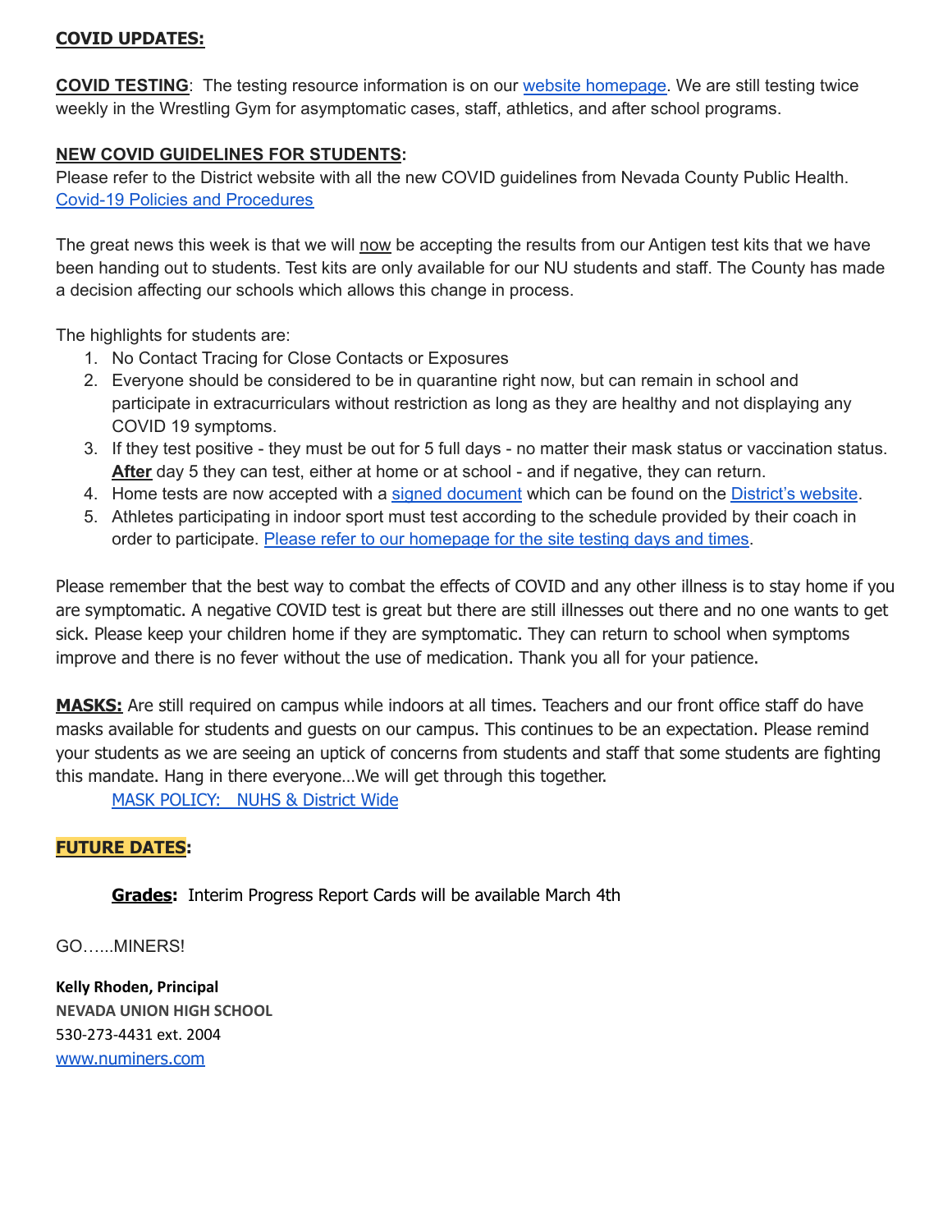**COVID UPDATES:**

**COVID TESTING**: The testing resource information is on our [website homepage](). We are still testing twice weekly in the Wrestling Gym for asymptomatic cases, staff, athletics, and after school programs.

**NEW COVID GUIDELINES FOR STUDENTS:**
Please refer to the District website with all the new COVID guidelines from Nevada County Public Health.
[Covid-19 Policies and Procedures]()

The great news this week is that we will now be accepting the results from our Antigen test kits that we have been handing out to students. Test kits are only available for our NU students and staff. The County has made a decision affecting our schools which allows this change in process.

The highlights for students are:

1. No Contact Tracing for Close Contacts or Exposures
2. Everyone should be considered to be in quarantine right now, but can remain in school and participate in extracurriculars without restriction as long as they are healthy and not displaying any COVID 19 symptoms.
3. If they test positive - they must be out for 5 full days - no matter their mask status or vaccination status. **After** day 5 they can test, either at home or at school - and if negative, they can return.
4. Home tests are now accepted with a [signed document]() which can be found on the [District's website]().
5. Athletes participating in indoor sport must test according to the schedule provided by their coach in order to participate. [Please refer to our homepage for the site testing days and times]().

Please remember that the best way to combat the effects of COVID and any other illness is to stay home if you are symptomatic. A negative COVID test is great but there are still illnesses out there and no one wants to get sick. Please keep your children home if they are symptomatic. They can return to school when symptoms improve and there is no fever without the use of medication. Thank you all for your patience.

**MASKS:** Are still required on campus while indoors at all times. Teachers and our front office staff do have masks available for students and guests on our campus. This continues to be an expectation. Please remind your students as we are seeing an uptick of concerns from students and staff that some students are fighting this mandate. Hang in there everyone…We will get through this together.

[MASK POLICY: NUHS & District Wide]()

**FUTURE DATES:**

**Grades:** Interim Progress Report Cards will be available March 4th

GO…...MINERS!

**Kelly Rhoden, Principal**
**NEVADA UNION HIGH SCHOOL**
530-273-4431 ext. 2004
[www.numiners.com]()